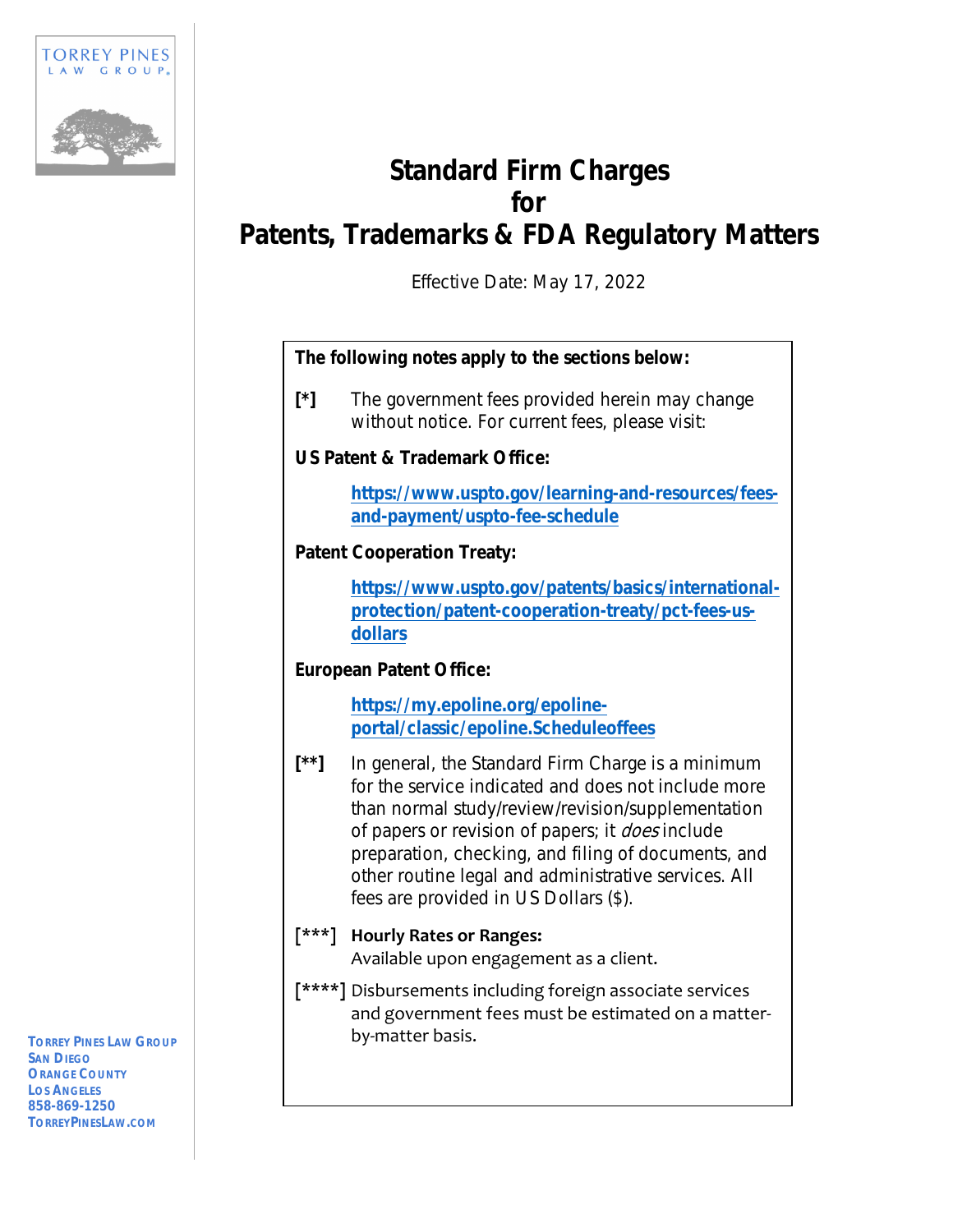# Standard Firm Charges for Patents, Trademarks & FDA Regulatory Matters

Effective Date: May 17, 2022

**The following notes apply to the sections below:**

**[*]** The government fees provided herein may change without notice. For current fees, please visit:

**US Patent & Trademark Office:**

https://www.uspto.gov/learning-and-resources/fees-and-payment/uspto-fee-schedule

**Patent Cooperation Treaty:**

https://www.uspto.gov/patents/basics/international-protection/patent-cooperation-treaty/pct-fees-us-dollars

**European Patent Office:**

https://my.epoline.org/epoline-portal/classic/epoline.Scheduleoffees

**[**]** In general, the Standard Firm Charge is a minimum for the service indicated and does not include more than normal study/review/revision/supplementation of papers or revision of papers; it *does* include preparation, checking, and filing of documents, and other routine legal and administrative services. All fees are provided in US Dollars ($).

**[***]** **Hourly Rates or Ranges:** Available upon engagement as a client.

**[****]** Disbursements including foreign associate services and government fees must be estimated on a matter-by-matter basis.

**TORREY PINES LAW GROUP**
**SAN DIEGO**
**ORANGE COUNTY**
**LOS ANGELES**
**858-869-1250**
**TORREYPINESLAW.COM**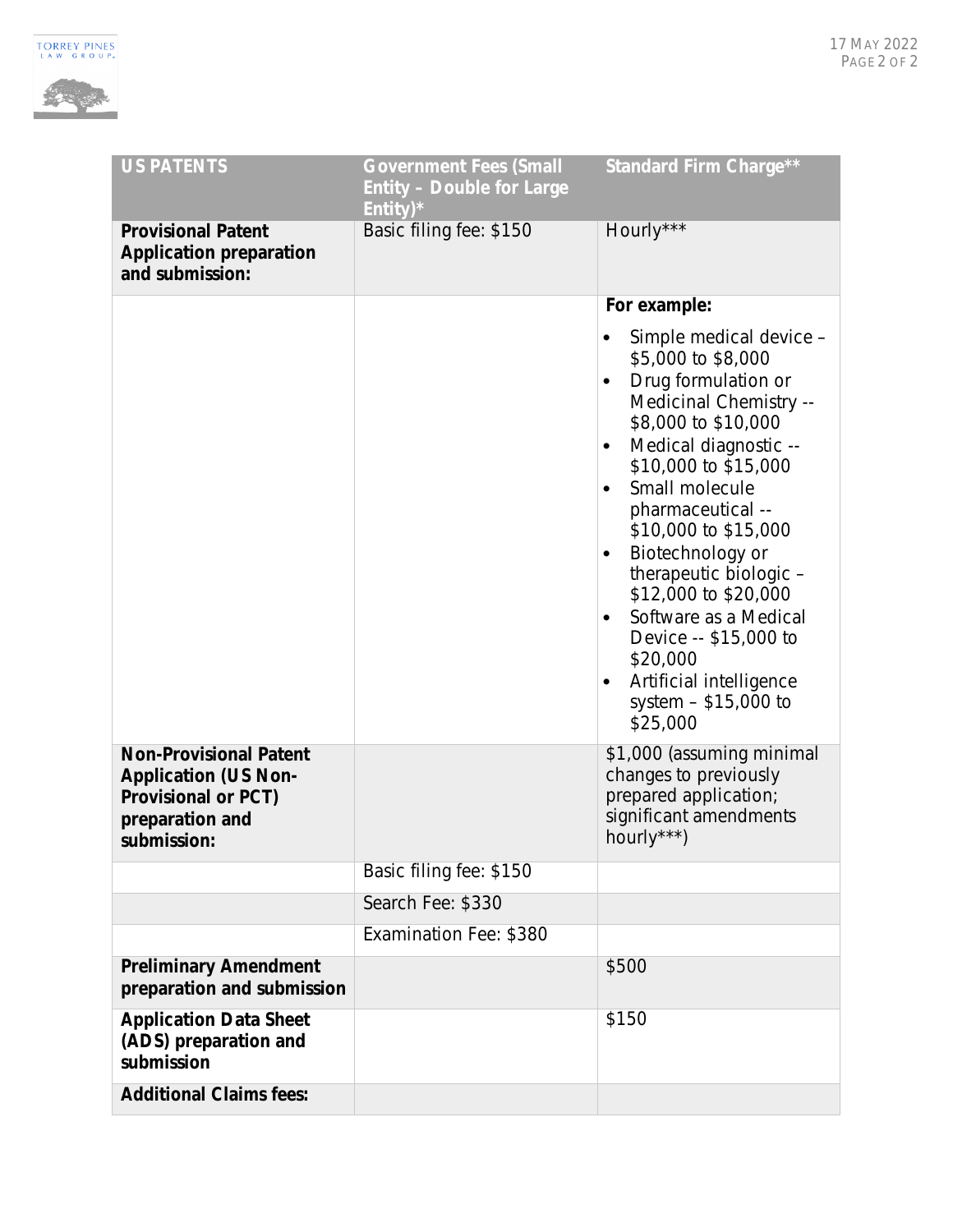| US PATENTS | Government Fees (Small Entity – Double for Large Entity)* | Standard Firm Charge** |
|---|---|---|
| **Provisional Patent Application preparation and submission:** | Basic filing fee: $150 | Hourly*** |
| | | **For example:**<br>• Simple medical device – $5,000 to $8,000<br>• Drug formulation or Medicinal Chemistry -- $8,000 to $10,000<br>• Medical diagnostic -- $10,000 to $15,000<br>• Small molecule pharmaceutical -- $10,000 to $15,000<br>• Biotechnology or therapeutic biologic – $12,000 to $20,000<br>• Software as a Medical Device -- $15,000 to $20,000<br>• Artificial intelligence system – $15,000 to $25,000 |
| **Non-Provisional Patent Application (US Non-Provisional or PCT) preparation and submission:** | | $1,000 (assuming minimal changes to previously prepared application; significant amendments hourly***) |
| | Basic filing fee: $150 | |
| | Search Fee: $330 | |
| | Examination Fee: $380 | |
| **Preliminary Amendment preparation and submission** | | $500 |
| **Application Data Sheet (ADS) preparation and submission** | | $150 |
| **Additional Claims fees:** | | |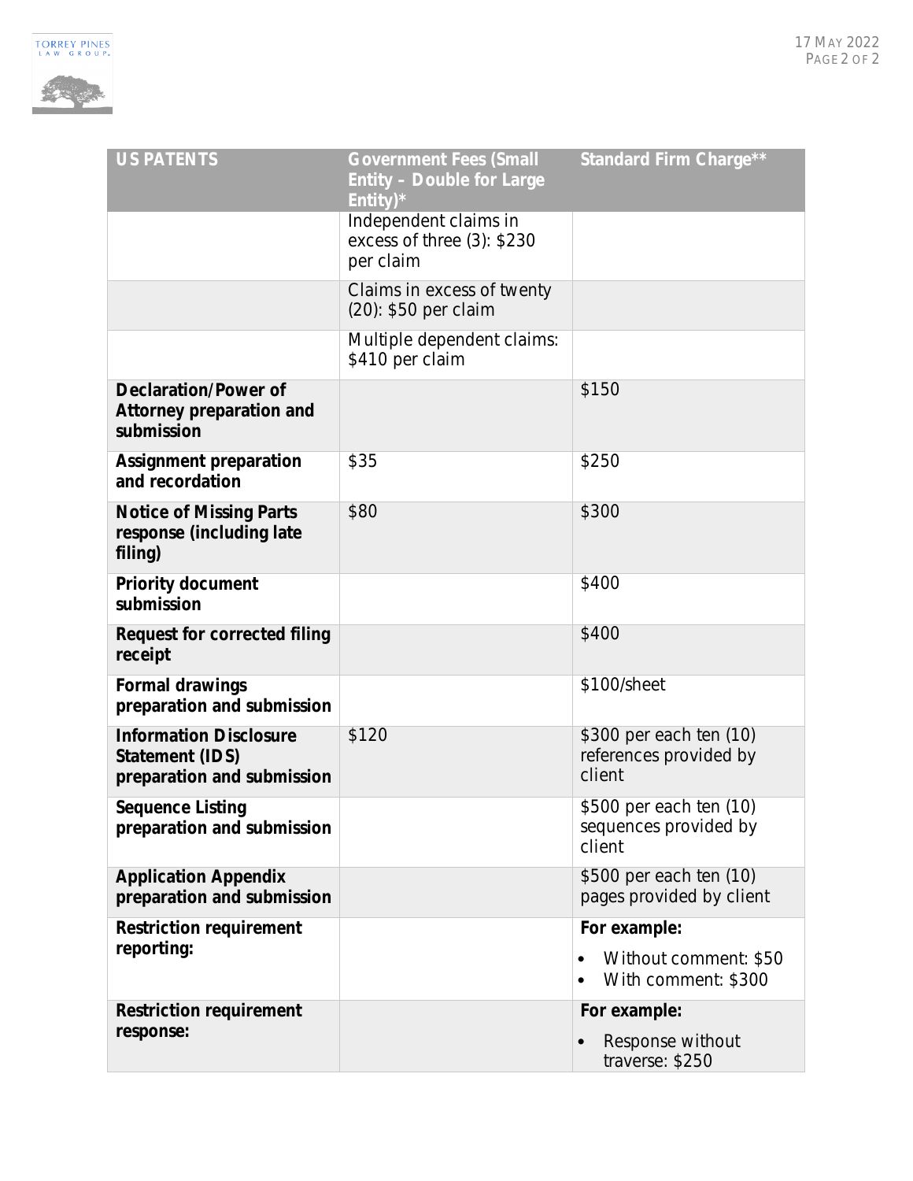| US PATENTS | Government Fees (Small Entity – Double for Large Entity)* | Standard Firm Charge** |
|---|---|---|
| | Independent claims in excess of three (3): $230 per claim | |
| | Claims in excess of twenty (20): $50 per claim | |
| | Multiple dependent claims: $410 per claim | |
| **Declaration/Power of Attorney preparation and submission** | | $150 |
| **Assignment preparation and recordation** | $35 | $250 |
| **Notice of Missing Parts response (including late filing)** | $80 | $300 |
| **Priority document submission** | | $400 |
| **Request for corrected filing receipt** | | $400 |
| **Formal drawings preparation and submission** | | $100/sheet |
| **Information Disclosure Statement (IDS) preparation and submission** | $120 | $300 per each ten (10) references provided by client |
| **Sequence Listing preparation and submission** | | $500 per each ten (10) sequences provided by client |
| **Application Appendix preparation and submission** | | $500 per each ten (10) pages provided by client |
| **Restriction requirement reporting:** | | **For example:** <br>• Without comment: $50 <br>• With comment: $300 |
| **Restriction requirement response:** | | **For example:** <br>• Response without traverse: $250 |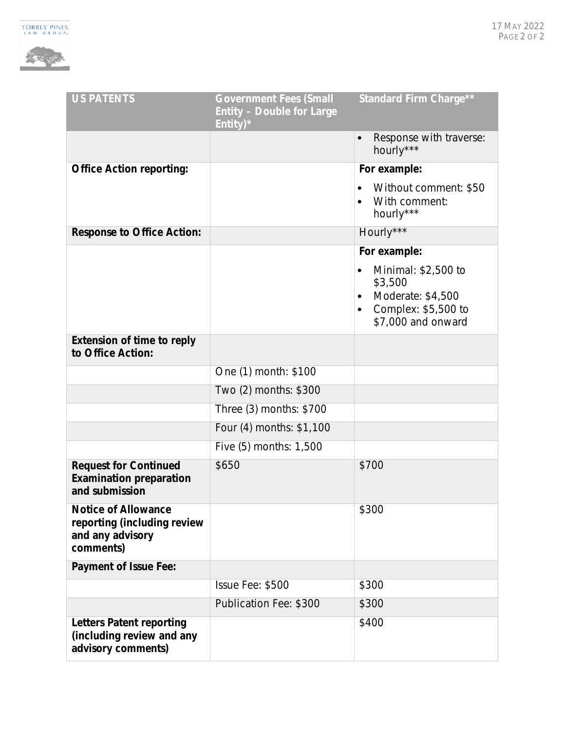| US PATENTS | Government Fees (Small Entity – Double for Large Entity)* | Standard Firm Charge** |
|---|---|---|
| | | • Response with traverse: hourly*** |
| **Office Action reporting:** | | **For example:**<br>• Without comment: $50<br>• With comment: hourly*** |
| **Response to Office Action:** | | Hourly*** |
| | | **For example:**<br>• Minimal: $2,500 to $3,500<br>• Moderate: $4,500<br>• Complex: $5,500 to $7,000 and onward |
| **Extension of time to reply to Office Action:** | | |
| | One (1) month: $100 | |
| | Two (2) months: $300 | |
| | Three (3) months: $700 | |
| | Four (4) months: $1,100 | |
| | Five (5) months: 1,500 | |
| **Request for Continued Examination preparation and submission** | $650 | $700 |
| **Notice of Allowance reporting (including review and any advisory comments)** | | $300 |
| **Payment of Issue Fee:** | | |
| | Issue Fee: $500 | $300 |
| | Publication Fee: $300 | $300 |
| **Letters Patent reporting (including review and any advisory comments)** | | $400 |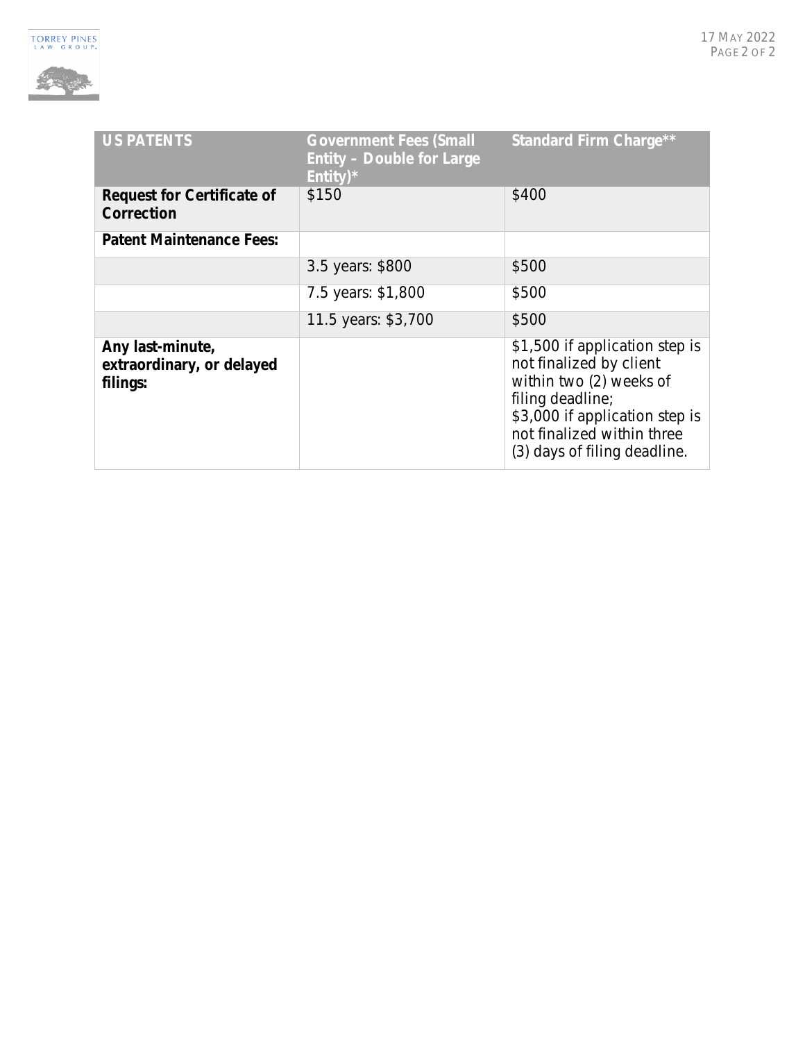| US PATENTS | Government Fees (Small Entity – Double for Large Entity)* | Standard Firm Charge** |
| --- | --- | --- |
| **Request for Certificate of Correction** | $150 | $400 |
| **Patent Maintenance Fees:** | | |
| | 3.5 years: $800 | $500 |
| | 7.5 years: $1,800 | $500 |
| | 11.5 years: $3,700 | $500 |
| **Any last-minute, extraordinary, or delayed filings:** | | $1,500 if application step is not finalized by client within two (2) weeks of filing deadline; $3,000 if application step is not finalized within three (3) days of filing deadline. |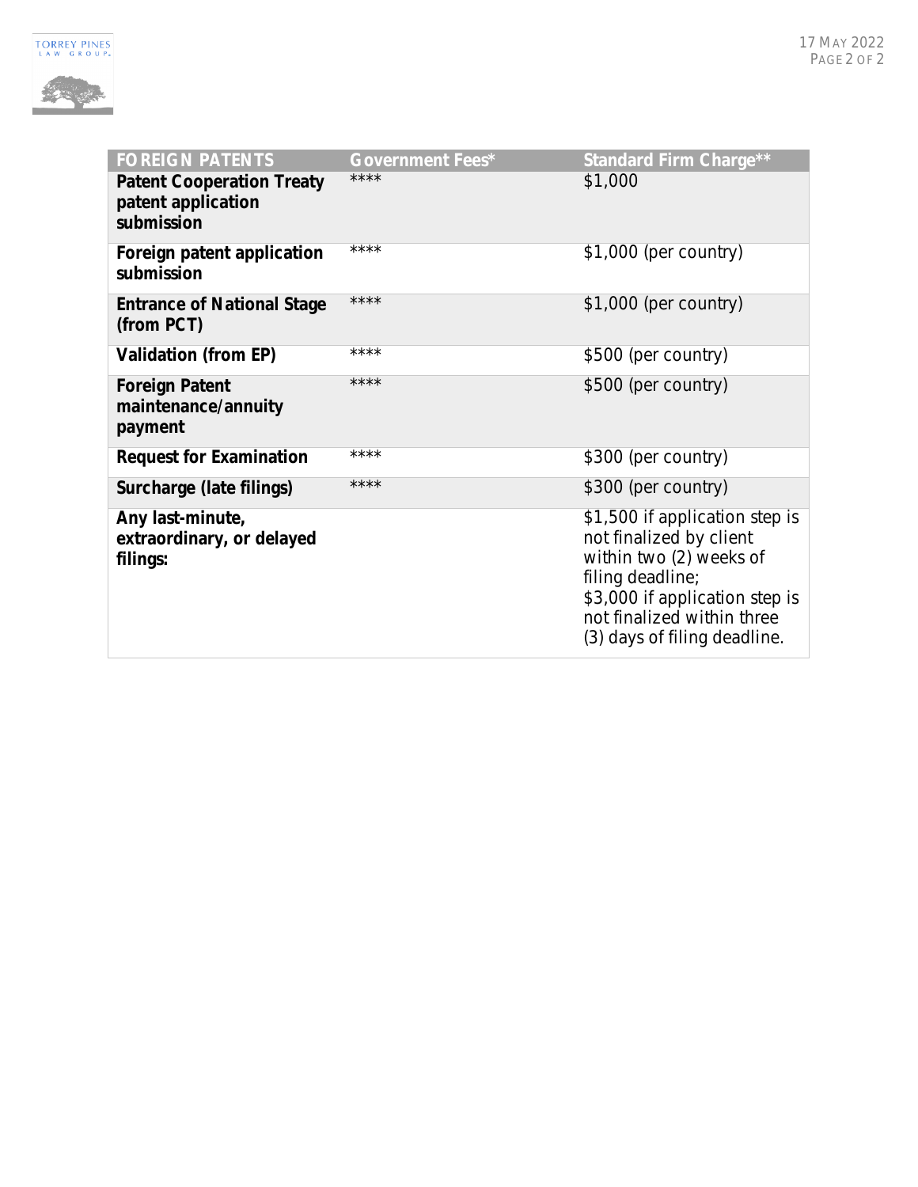| FOREIGN PATENTS | Government Fees* | Standard Firm Charge** |
|---|---|---|
| **Patent Cooperation Treaty patent application submission** | **** | $1,000 |
| **Foreign patent application submission** | **** | $1,000 (per country) |
| **Entrance of National Stage (from PCT)** | **** | $1,000 (per country) |
| **Validation (from EP)** | **** | $500 (per country) |
| **Foreign Patent maintenance/annuity payment** | **** | $500 (per country) |
| **Request for Examination** | **** | $300 (per country) |
| **Surcharge (late filings)** | **** | $300 (per country) |
| **Any last-minute, extraordinary, or delayed filings:** | | $1,500 if application step is not finalized by client within two (2) weeks of filing deadline; $3,000 if application step is not finalized within three (3) days of filing deadline. |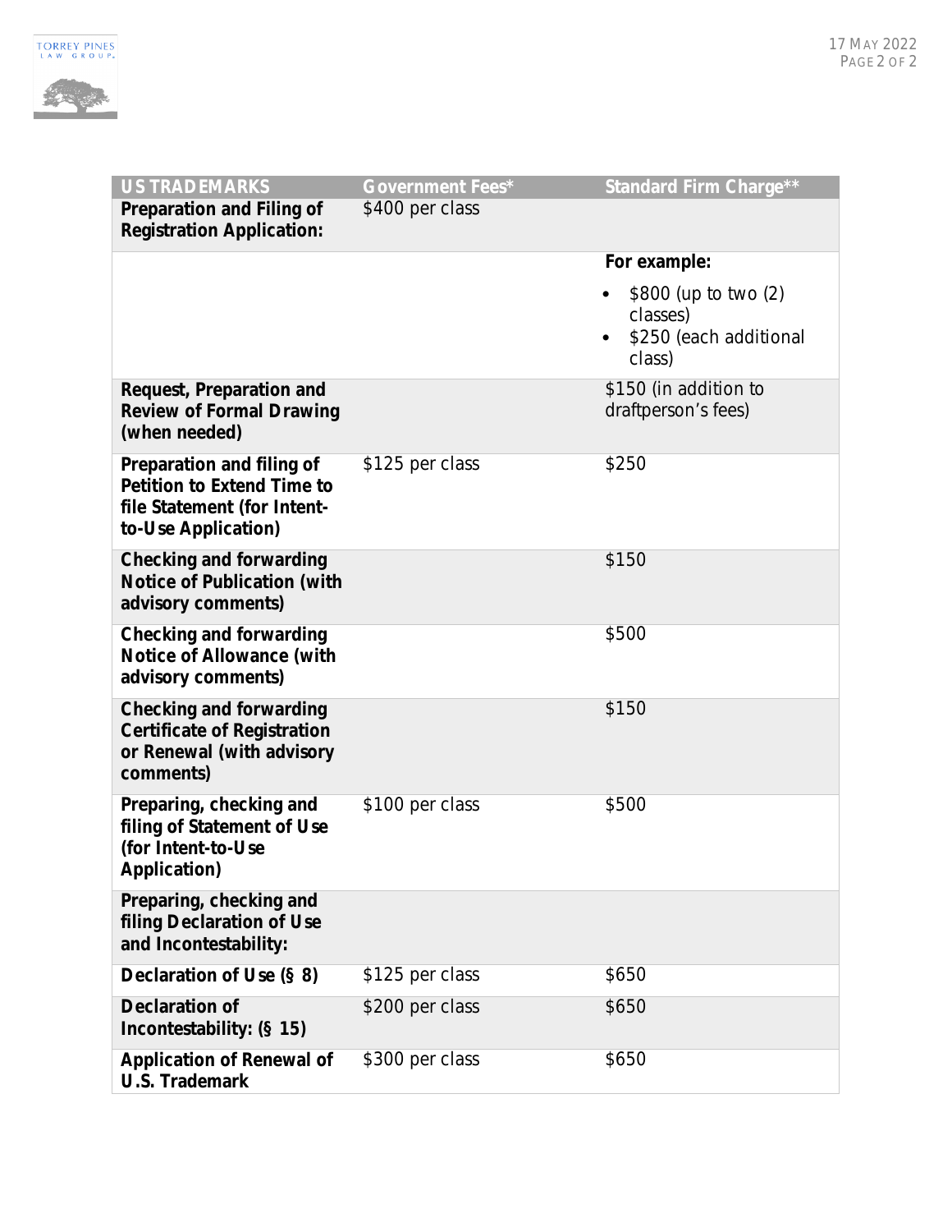| US TRADEMARKS | Government Fees* | Standard Firm Charge** |
|---|---|---|
| **Preparation and Filing of Registration Application:** | $400 per class | |
| | | **For example:** • $800 (up to two (2) classes) • $250 (each additional class) |
| **Request, Preparation and Review of Formal Drawing (when needed)** | | $150 (in addition to draftperson's fees) |
| **Preparation and filing of Petition to Extend Time to file Statement (for Intent-to-Use Application)** | $125 per class | $250 |
| **Checking and forwarding Notice of Publication (with advisory comments)** | | $150 |
| **Checking and forwarding Notice of Allowance (with advisory comments)** | | $500 |
| **Checking and forwarding Certificate of Registration or Renewal (with advisory comments)** | | $150 |
| **Preparing, checking and filing of Statement of Use (for Intent-to-Use Application)** | $100 per class | $500 |
| **Preparing, checking and filing Declaration of Use and Incontestability:** | | |
| **Declaration of Use (§ 8)** | $125 per class | $650 |
| **Declaration of Incontestability: (§ 15)** | $200 per class | $650 |
| **Application of Renewal of U.S. Trademark** | $300 per class | $650 |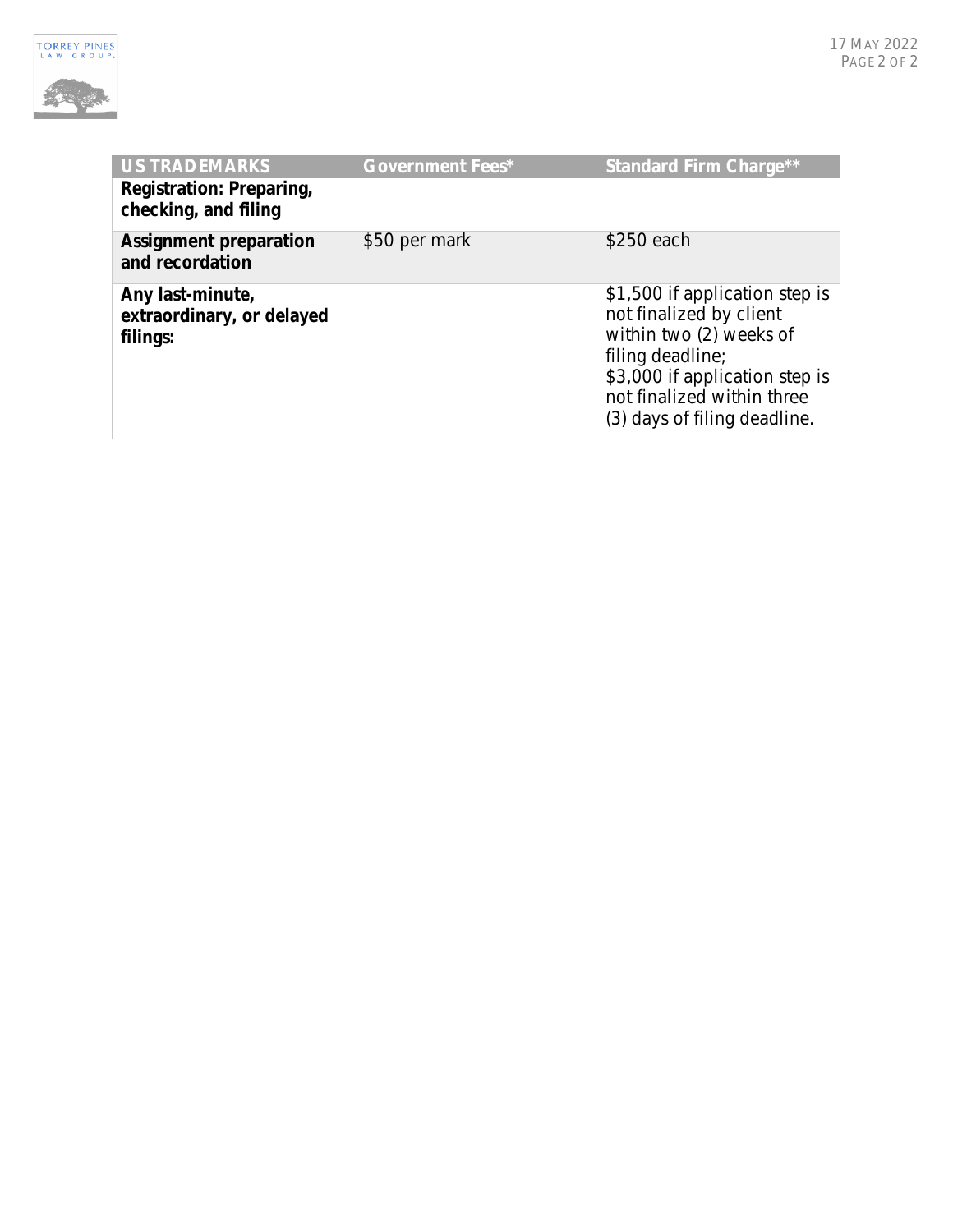| US TRADEMARKS | Government Fees* | Standard Firm Charge** |
|---|---|---|
| **Registration: Preparing, checking, and filing** | | |
| **Assignment preparation and recordation** | $50 per mark | $250 each |
| **Any last-minute, extraordinary, or delayed filings:** | | $1,500 if application step is not finalized by client within two (2) weeks of filing deadline; $3,000 if application step is not finalized within three (3) days of filing deadline. |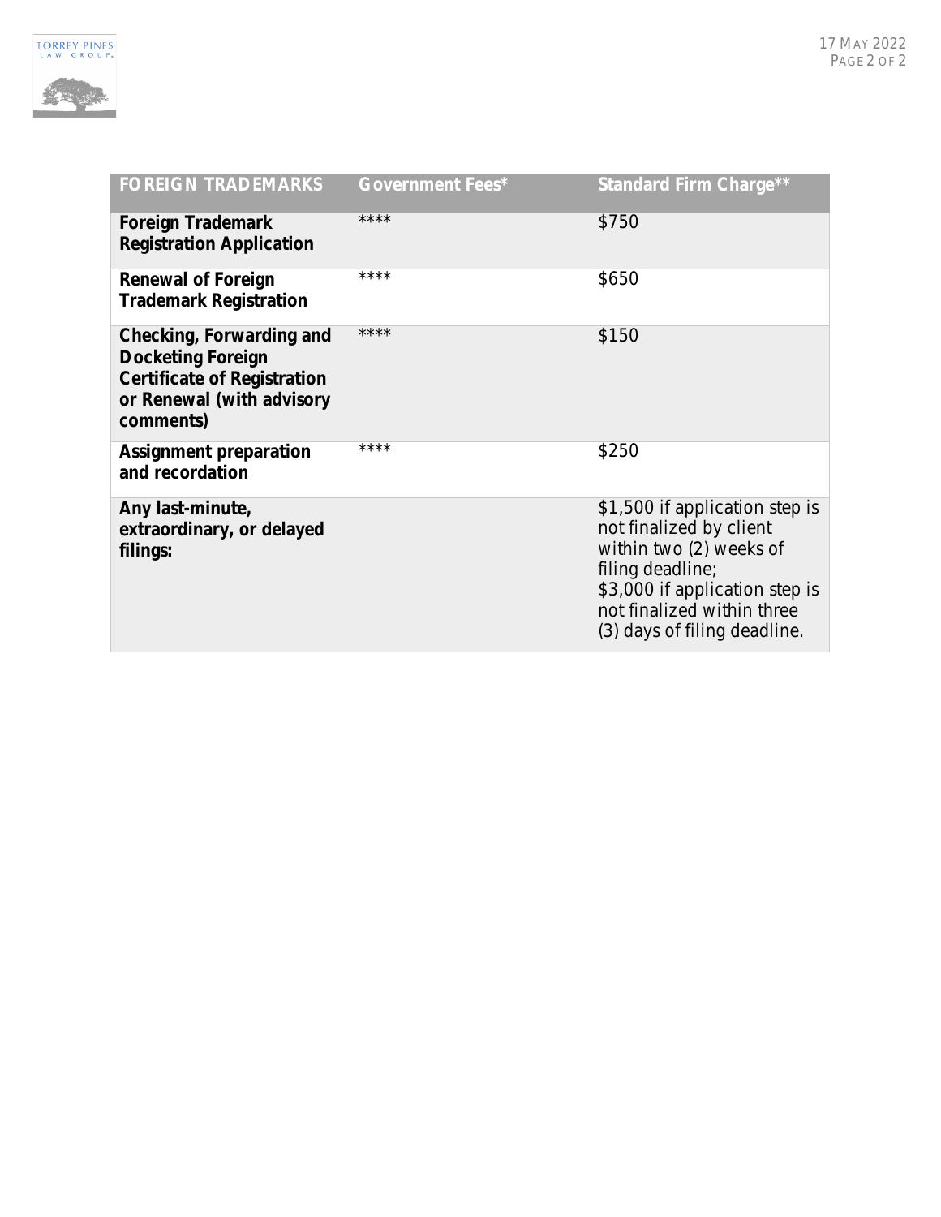| FOREIGN TRADEMARKS | Government Fees* | Standard Firm Charge** |
| --- | --- | --- |
| **Foreign Trademark Registration Application** | **** | $750 |
| **Renewal of Foreign Trademark Registration** | **** | $650 |
| **Checking, Forwarding and Docketing Foreign Certificate of Registration or Renewal (with advisory comments)** | **** | $150 |
| **Assignment preparation and recordation** | **** | $250 |
| **Any last-minute, extraordinary, or delayed filings:** | | $1,500 if application step is not finalized by client within two (2) weeks of filing deadline; $3,000 if application step is not finalized within three (3) days of filing deadline. |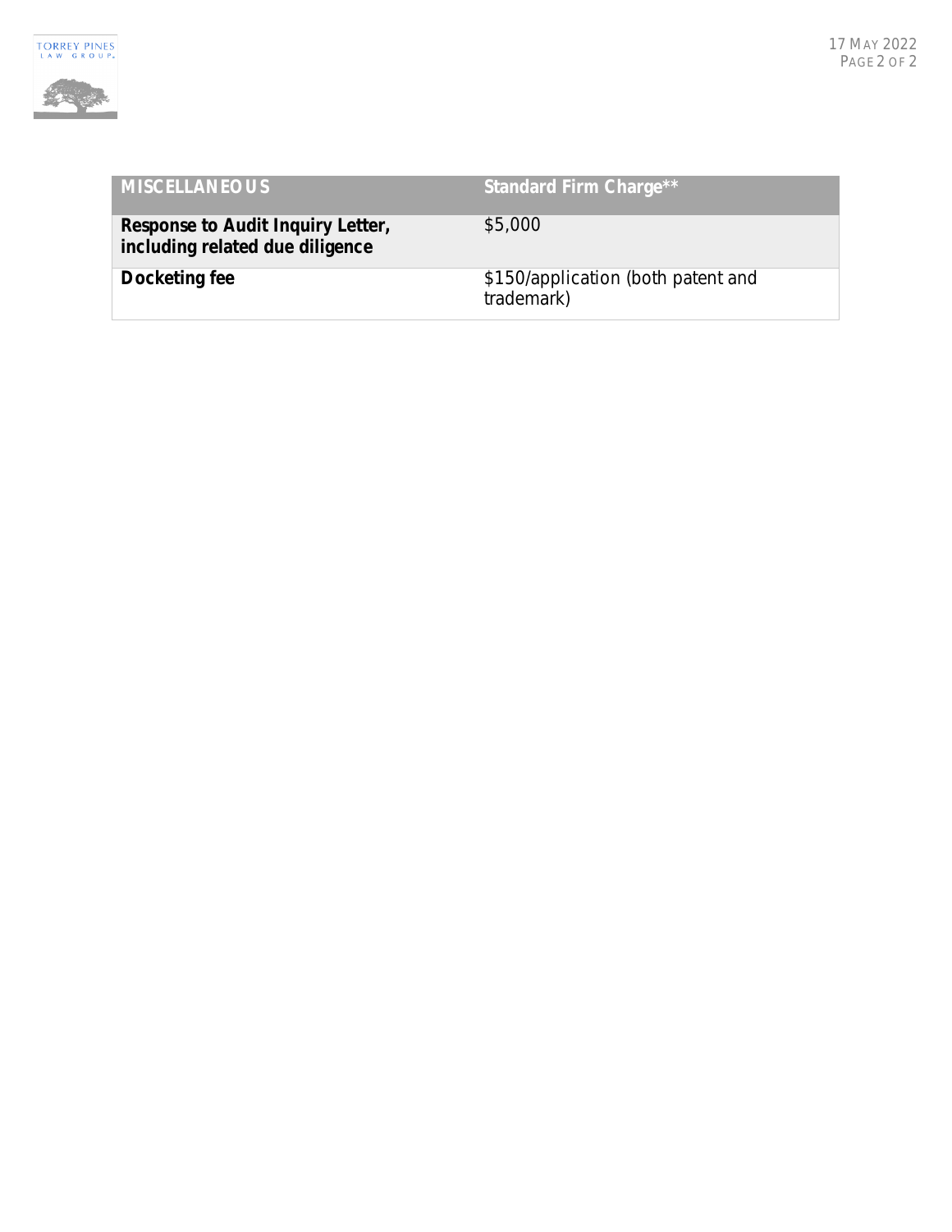| MISCELLANEOUS | Standard Firm Charge** |
| --- | --- |
| **Response to Audit Inquiry Letter, including related due diligence** | $5,000 |
| **Docketing fee** | $150/application (both patent and trademark) |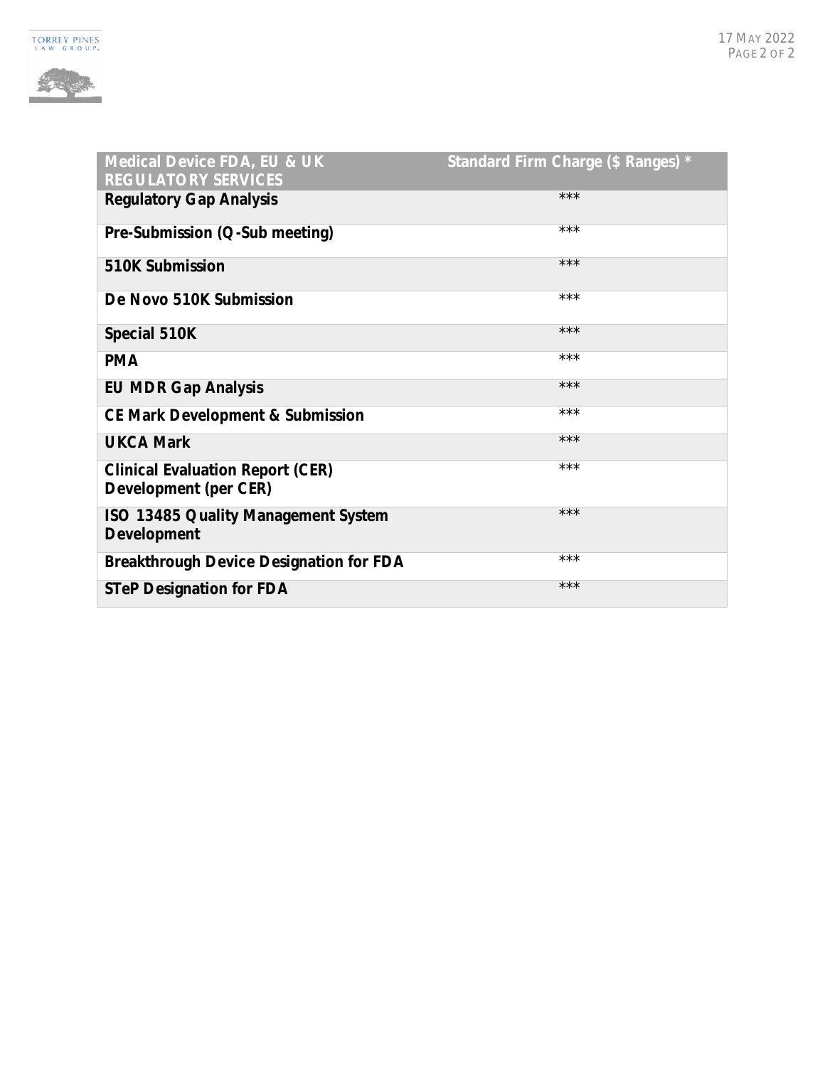| Medical Device FDA, EU & UK REGULATORY SERVICES | Standard Firm Charge ($ Ranges) * |
| --- | --- |
| **Regulatory Gap Analysis** | *** |
| **Pre-Submission (Q-Sub meeting)** | *** |
| **510K Submission** | *** |
| **De Novo 510K Submission** | *** |
| **Special 510K** | *** |
| **PMA** | *** |
| **EU MDR Gap Analysis** | *** |
| **CE Mark Development & Submission** | *** |
| **UKCA Mark** | *** |
| **Clinical Evaluation Report (CER) Development (per CER)** | *** |
| **ISO 13485 Quality Management System Development** | *** |
| **Breakthrough Device Designation for FDA** | *** |
| **STeP Designation for FDA** | *** |